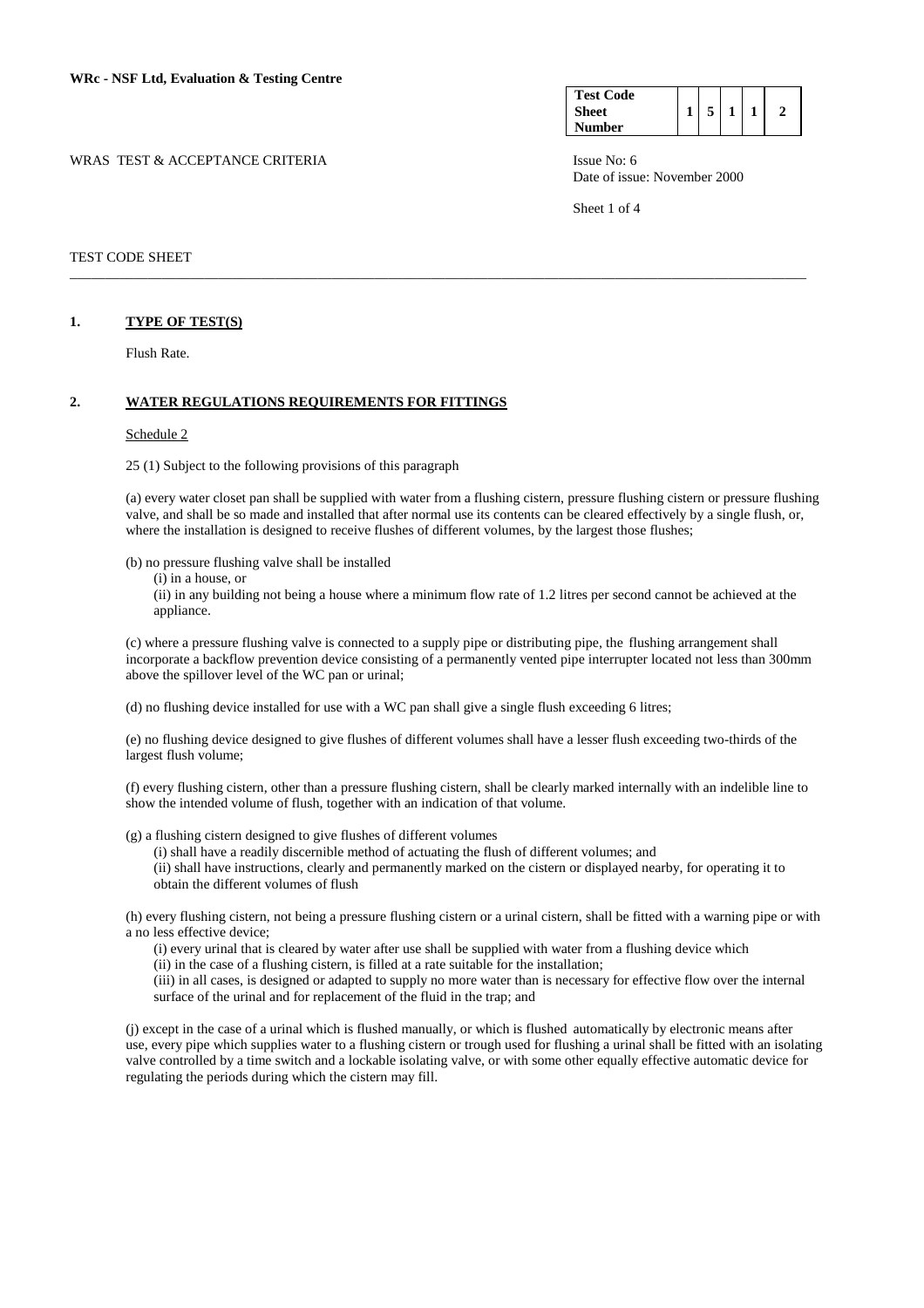**WRc - NSF Ltd, Evaluation & Testing Centre**

| Test Code Sheet Number | 1 | 5 | 1 | 1 | 2 |
|---|---|---|---|---|---|

WRAS TEST & ACCEPTANCE CRITERIA

Issue No: 6
Date of issue: November 2000

TEST CODE SHEET

## 1. TYPE OF TEST(S)

Flush Rate.

## 2. WATER REGULATIONS REQUIREMENTS FOR FITTINGS

Schedule 2

25 (1) Subject to the following provisions of this paragraph

(a) every water closet pan shall be supplied with water from a flushing cistern, pressure flushing cistern or pressure flushing valve, and shall be so made and installed that after normal use its contents can be cleared effectively by a single flush, or, where the installation is designed to receive flushes of different volumes, by the largest those flushes;

(b) no pressure flushing valve shall be installed

(i) in a house, or

(ii) in any building not being a house where a minimum flow rate of 1.2 litres per second cannot be achieved at the appliance.

(c) where a pressure flushing valve is connected to a supply pipe or distributing pipe, the flushing arrangement shall incorporate a backflow prevention device consisting of a permanently vented pipe interrupter located not less than 300mm above the spillover level of the WC pan or urinal;

(d) no flushing device installed for use with a WC pan shall give a single flush exceeding 6 litres;

(e) no flushing device designed to give flushes of different volumes shall have a lesser flush exceeding two-thirds of the largest flush volume;

(f) every flushing cistern, other than a pressure flushing cistern, shall be clearly marked internally with an indelible line to show the intended volume of flush, together with an indication of that volume.

(g) a flushing cistern designed to give flushes of different volumes

(i) shall have a readily discernible method of actuating the flush of different volumes; and

(ii) shall have instructions, clearly and permanently marked on the cistern or displayed nearby, for operating it to obtain the different volumes of flush

(h) every flushing cistern, not being a pressure flushing cistern or a urinal cistern, shall be fitted with a warning pipe or with a no less effective device;

(i) every urinal that is cleared by water after use shall be supplied with water from a flushing device which

(ii) in the case of a flushing cistern, is filled at a rate suitable for the installation;

(iii) in all cases, is designed or adapted to supply no more water than is necessary for effective flow over the internal surface of the urinal and for replacement of the fluid in the trap; and

(j) except in the case of a urinal which is flushed manually, or which is flushed automatically by electronic means after use, every pipe which supplies water to a flushing cistern or trough used for flushing a urinal shall be fitted with an isolating valve controlled by a time switch and a lockable isolating valve, or with some other equally effective automatic device for regulating the periods during which the cistern may fill.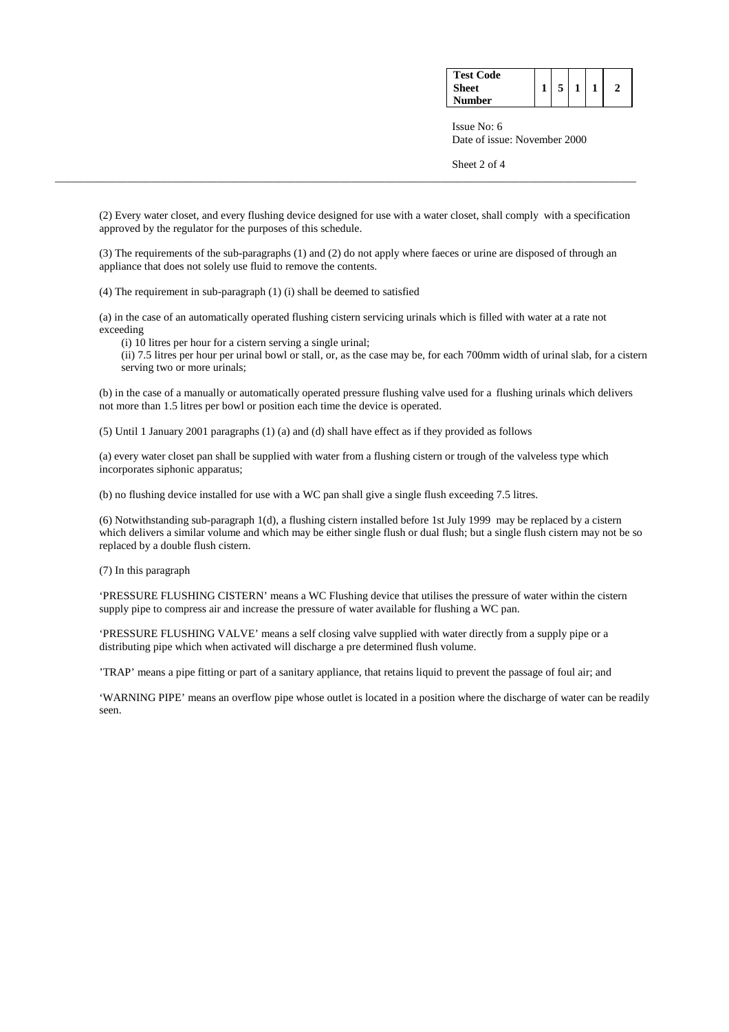(2) Every water closet, and every flushing device designed for use with a water closet, shall comply with a specification approved by the regulator for the purposes of this schedule.

(3) The requirements of the sub-paragraphs (1) and (2) do not apply where faeces or urine are disposed of through an appliance that does not solely use fluid to remove the contents.

(4) The requirement in sub-paragraph (1) (i) shall be deemed to satisfied

(a) in the case of an automatically operated flushing cistern servicing urinals which is filled with water at a rate not exceeding

(i) 10 litres per hour for a cistern serving a single urinal;

(ii) 7.5 litres per hour per urinal bowl or stall, or, as the case may be, for each 700mm width of urinal slab, for a cistern serving two or more urinals;

(b) in the case of a manually or automatically operated pressure flushing valve used for a flushing urinals which delivers not more than 1.5 litres per bowl or position each time the device is operated.

(5) Until 1 January 2001 paragraphs (1) (a) and (d) shall have effect as if they provided as follows

(a) every water closet pan shall be supplied with water from a flushing cistern or trough of the valveless type which incorporates siphonic apparatus;

(b) no flushing device installed for use with a WC pan shall give a single flush exceeding 7.5 litres.

(6) Notwithstanding sub-paragraph 1(d), a flushing cistern installed before 1st July 1999 may be replaced by a cistern which delivers a similar volume and which may be either single flush or dual flush; but a single flush cistern may not be so replaced by a double flush cistern.

(7) In this paragraph

'PRESSURE FLUSHING CISTERN' means a WC Flushing device that utilises the pressure of water within the cistern supply pipe to compress air and increase the pressure of water available for flushing a WC pan.

'PRESSURE FLUSHING VALVE' means a self closing valve supplied with water directly from a supply pipe or a distributing pipe which when activated will discharge a pre determined flush volume.

'TRAP' means a pipe fitting or part of a sanitary appliance, that retains liquid to prevent the passage of foul air; and

'WARNING PIPE' means an overflow pipe whose outlet is located in a position where the discharge of water can be readily seen.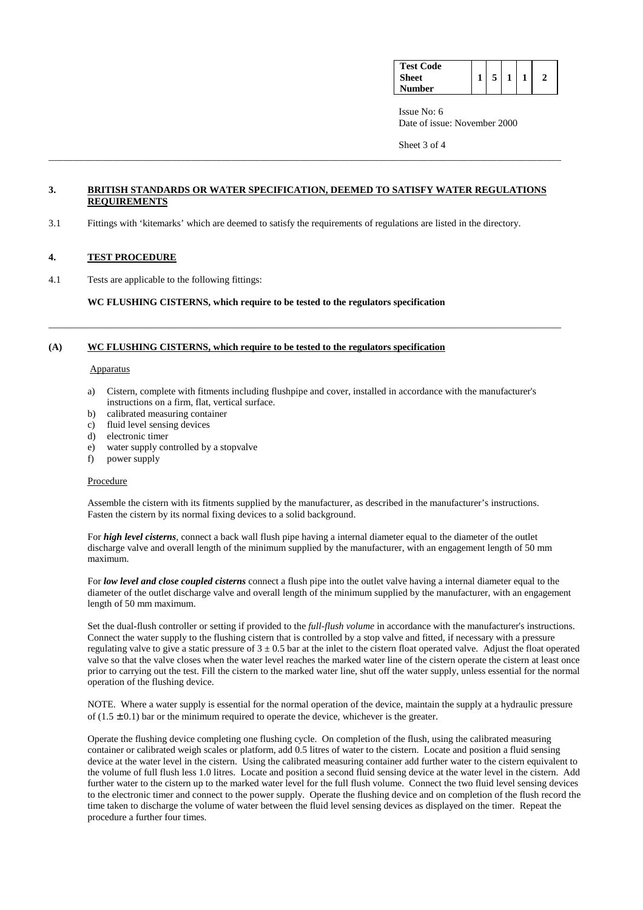## 3. BRITISH STANDARDS OR WATER SPECIFICATION, DEEMED TO SATISFY WATER REGULATIONS REQUIREMENTS

3.1 Fittings with 'kitemarks' which are deemed to satisfy the requirements of regulations are listed in the directory.

## 4. TEST PROCEDURE

4.1 Tests are applicable to the following fittings:

**WC FLUSHING CISTERNS, which require to be tested to the regulators specification**

---

### (A) WC FLUSHING CISTERNS, which require to be tested to the regulators specification

Apparatus

a) Cistern, complete with fitments including flushpipe and cover, installed in accordance with the manufacturer's instructions on a firm, flat, vertical surface.
b) calibrated measuring container
c) fluid level sensing devices
d) electronic timer
e) water supply controlled by a stopvalve
f) power supply

Procedure

Assemble the cistern with its fitments supplied by the manufacturer, as described in the manufacturer's instructions. Fasten the cistern by its normal fixing devices to a solid background.

For ***high level cisterns***, connect a back wall flush pipe having a internal diameter equal to the diameter of the outlet discharge valve and overall length of the minimum supplied by the manufacturer, with an engagement length of 50 mm maximum.

For ***low level and close coupled cisterns*** connect a flush pipe into the outlet valve having a internal diameter equal to the diameter of the outlet discharge valve and overall length of the minimum supplied by the manufacturer, with an engagement length of 50 mm maximum.

Set the dual-flush controller or setting if provided to the *full-flush volume* in accordance with the manufacturer's instructions. Connect the water supply to the flushing cistern that is controlled by a stop valve and fitted, if necessary with a pressure regulating valve to give a static pressure of $3 \pm 0.5$ bar at the inlet to the cistern float operated valve. Adjust the float operated valve so that the valve closes when the water level reaches the marked water line of the cistern operate the cistern at least once prior to carrying out the test. Fill the cistern to the marked water line, shut off the water supply, unless essential for the normal operation of the flushing device.

NOTE. Where a water supply is essential for the normal operation of the device, maintain the supply at a hydraulic pressure of $(1.5 \pm 0.1)$ bar or the minimum required to operate the device, whichever is the greater.

Operate the flushing device completing one flushing cycle. On completion of the flush, using the calibrated measuring container or calibrated weigh scales or platform, add 0.5 litres of water to the cistern. Locate and position a fluid sensing device at the water level in the cistern. Using the calibrated measuring container add further water to the cistern equivalent to the volume of full flush less 1.0 litres. Locate and position a second fluid sensing device at the water level in the cistern. Add further water to the cistern up to the marked water level for the full flush volume. Connect the two fluid level sensing devices to the electronic timer and connect to the power supply. Operate the flushing device and on completion of the flush record the time taken to discharge the volume of water between the fluid level sensing devices as displayed on the timer. Repeat the procedure a further four times.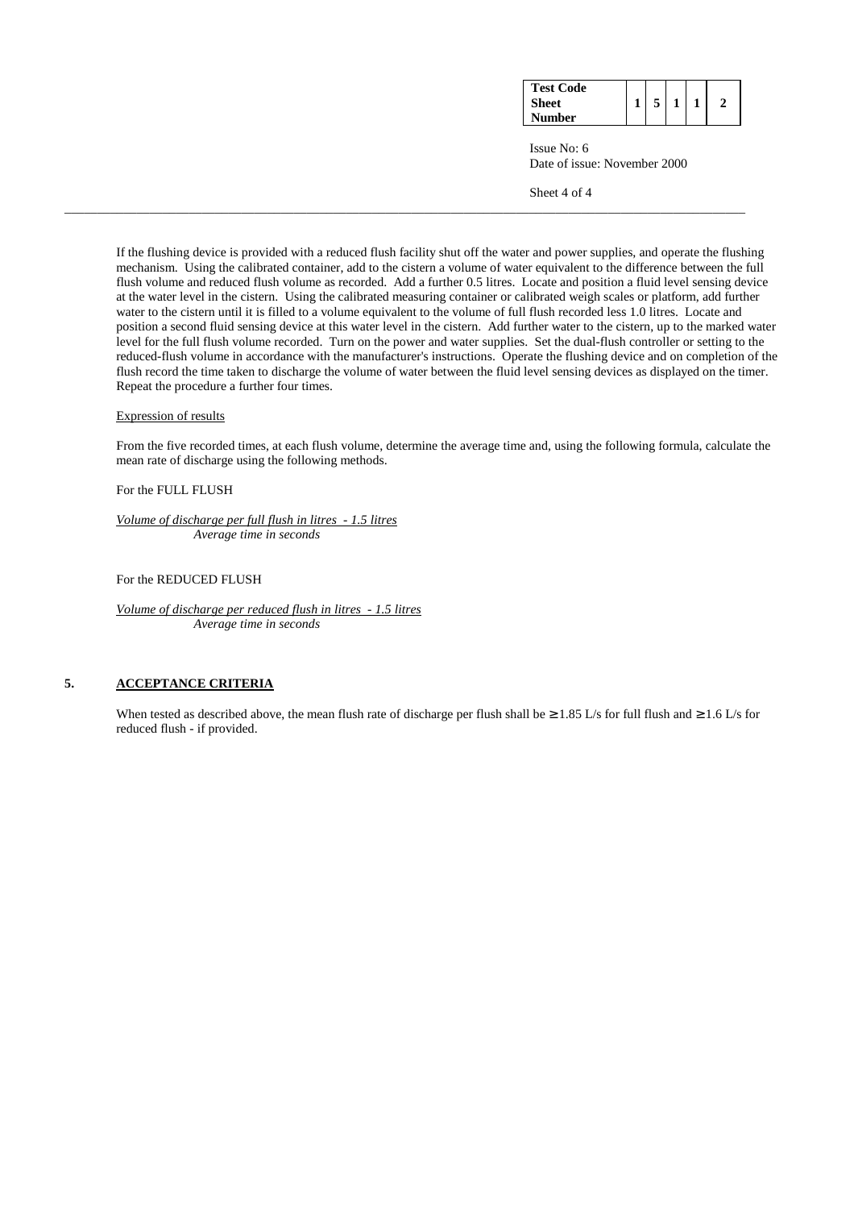If the flushing device is provided with a reduced flush facility shut off the water and power supplies, and operate the flushing mechanism. Using the calibrated container, add to the cistern a volume of water equivalent to the difference between the full flush volume and reduced flush volume as recorded. Add a further 0.5 litres. Locate and position a fluid level sensing device at the water level in the cistern. Using the calibrated measuring container or calibrated weigh scales or platform, add further water to the cistern until it is filled to a volume equivalent to the volume of full flush recorded less 1.0 litres. Locate and position a second fluid sensing device at this water level in the cistern. Add further water to the cistern, up to the marked water level for the full flush volume recorded. Turn on the power and water supplies. Set the dual-flush controller or setting to the reduced-flush volume in accordance with the manufacturer's instructions. Operate the flushing device and on completion of the flush record the time taken to discharge the volume of water between the fluid level sensing devices as displayed on the timer. Repeat the procedure a further four times.

<u>Expression of results</u>

From the five recorded times, at each flush volume, determine the average time and, using the following formula, calculate the mean rate of discharge using the following methods.

For the FULL FLUSH

$$\frac{\text{Volume of discharge per full flush in litres } - 1.5 \text{ litres}}{\text{Average time in seconds}}$$

For the REDUCED FLUSH

$$\frac{\text{Volume of discharge per reduced flush in litres } - 1.5 \text{ litres}}{\text{Average time in seconds}}$$

## 5. ACCEPTANCE CRITERIA

When tested as described above, the mean flush rate of discharge per flush shall be $\geq 1.85$ L/s for full flush and $\geq 1.6$ L/s for reduced flush - if provided.